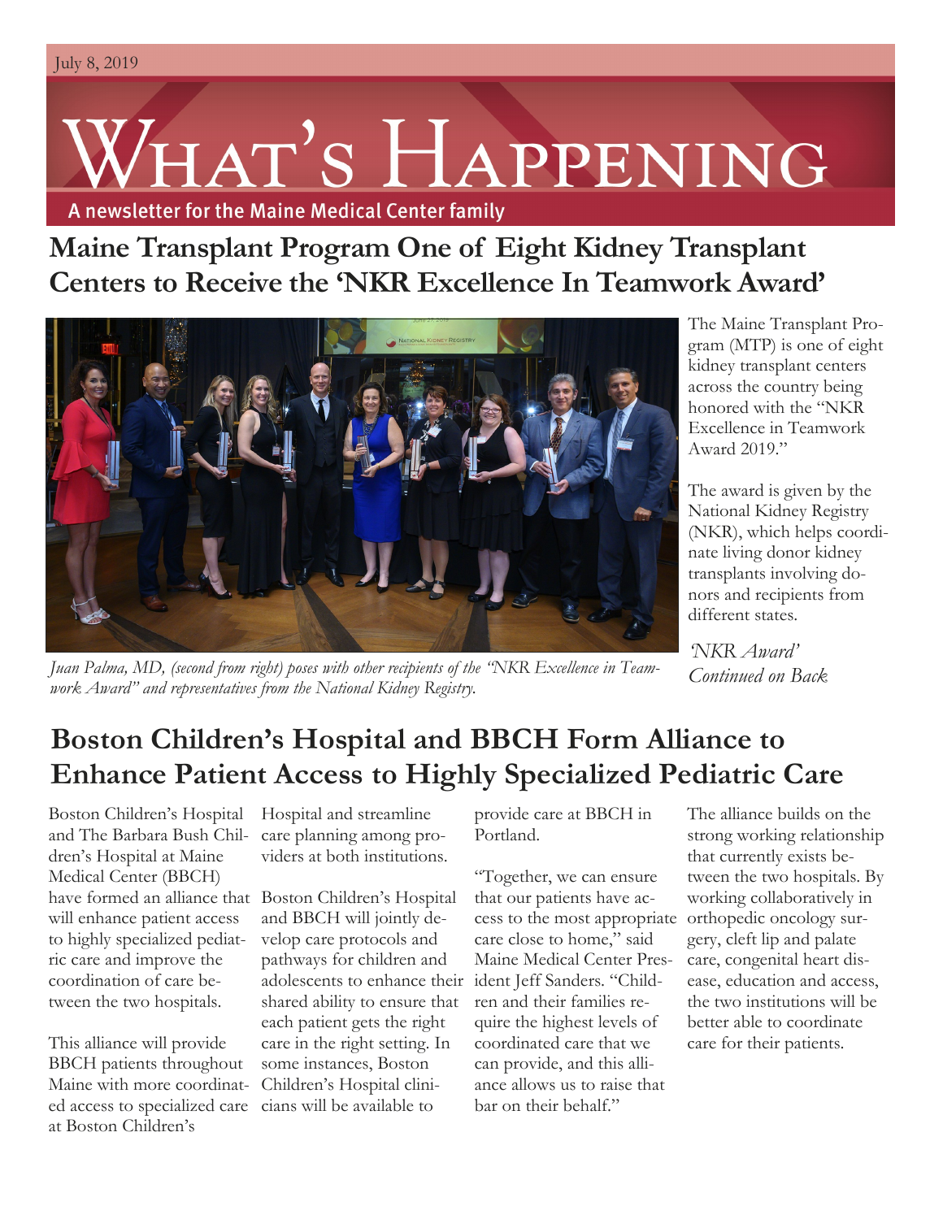July 8, 2019

# What's Happening

A newsletter for the Maine Medical Center family

## Maine Transplant Program One of Eight Kidney Transplant Centers to Receive the 'NKR Excellence In Teamwork Award'

*Juan Palma, MD, (second from right) poses with other recipients of the "NKR Excellence in Teamwork Award" and representatives from the National Kidney Registry.*

The Maine Transplant Program (MTP) is one of eight kidney transplant centers across the country being honored with the "NKR Excellence in Teamwork Award 2019."

The award is given by the National Kidney Registry (NKR), which helps coordinate living donor kidney transplants involving donors and recipients from different states.

*'NKR Award' Continued on Back*

## Boston Children's Hospital and BBCH Form Alliance to Enhance Patient Access to Highly Specialized Pediatric Care

Boston Children's Hospital and The Barbara Bush Children's Hospital at Maine Medical Center (BBCH) have formed an alliance that will enhance patient access to highly specialized pediatric care and improve the coordination of care between the two hospitals.

This alliance will provide BBCH patients throughout Maine with more coordinated access to specialized care at Boston Children's Hospital and streamline care planning among providers at both institutions.

Boston Children's Hospital and BBCH will jointly develop care protocols and pathways for children and adolescents to enhance their shared ability to ensure that each patient gets the right care in the right setting. In some instances, Boston Children's Hospital clinicians will be available to provide care at BBCH in Portland.

"Together, we can ensure that our patients have access to the most appropriate care close to home," said Maine Medical Center President Jeff Sanders. "Children and their families require the highest levels of coordinated care that we can provide, and this alliance allows us to raise that bar on their behalf."

The alliance builds on the strong working relationship that currently exists between the two hospitals. By working collaboratively in orthopedic oncology surgery, cleft lip and palate care, congenital heart disease, education and access, the two institutions will be better able to coordinate care for their patients.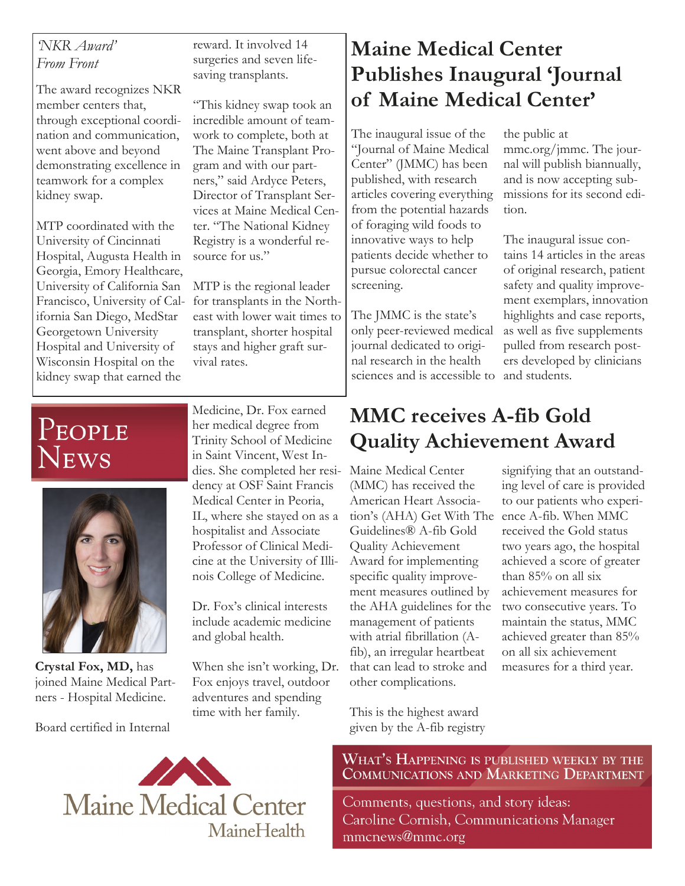*'NKR Award' From Front*

The award recognizes NKR member centers that, through exceptional coordination and communication, went above and beyond demonstrating excellence in teamwork for a complex kidney swap.

MTP coordinated with the University of Cincinnati Hospital, Augusta Health in Georgia, Emory Healthcare, University of California San Francisco, University of California San Diego, MedStar Georgetown University Hospital and University of Wisconsin Hospital on the kidney swap that earned the reward. It involved 14 surgeries and seven life-saving transplants.

"This kidney swap took an incredible amount of teamwork to complete, both at The Maine Transplant Program and with our partners," said Ardyce Peters, Director of Transplant Services at Maine Medical Center. "The National Kidney Registry is a wonderful resource for us."

MTP is the regional leader for transplants in the Northeast with lower wait times to transplant, shorter hospital stays and higher graft survival rates.

# Maine Medical Center Publishes Inaugural 'Journal of Maine Medical Center'

The inaugural issue of the "Journal of Maine Medical Center" (JMMC) has been published, with research articles covering everything from the potential hazards of foraging wild foods to innovative ways to help patients decide whether to pursue colorectal cancer screening.

The JMMC is the state's only peer-reviewed medical journal dedicated to original research in the health sciences and is accessible to the public at mmc.org/jmmc. The journal will publish biannually, and is now accepting submissions for its second edition.

The inaugural issue contains 14 articles in the areas of original research, patient safety and quality improvement exemplars, innovation highlights and case reports, as well as five supplements pulled from research posters developed by clinicians and students.

# People News

**Crystal Fox, MD,** has joined Maine Medical Partners - Hospital Medicine.

Board certified in Internal Medicine, Dr. Fox earned her medical degree from Trinity School of Medicine in Saint Vincent, West Indies. She completed her residency at OSF Saint Francis Medical Center in Peoria, IL, where she stayed on as a hospitalist and Associate Professor of Clinical Medicine at the University of Illinois College of Medicine.

Dr. Fox's clinical interests include academic medicine and global health.

When she isn't working, Dr. Fox enjoys travel, outdoor adventures and spending time with her family.

# MMC receives A-fib Gold Quality Achievement Award

Maine Medical Center (MMC) has received the American Heart Association's (AHA) Get With The Guidelines® A-fib Gold Quality Achievement Award for implementing specific quality improvement measures outlined by the AHA guidelines for the management of patients with atrial fibrillation (A-fib), an irregular heartbeat that can lead to stroke and other complications.

This is the highest award given by the A-fib registry signifying that an outstanding level of care is provided to our patients who experience A-fib. When MMC received the Gold status two years ago, the hospital achieved a score of greater than 85% on all six achievement measures for two consecutive years. To maintain the status, MMC achieved greater than 85% on all six achievement measures for a third year.

Maine Medical Center
MaineHealth

**What's Happening is published weekly by the Communications and Marketing Department**

Comments, questions, and story ideas:
Caroline Cornish, Communications Manager
mmcnews@mmc.org